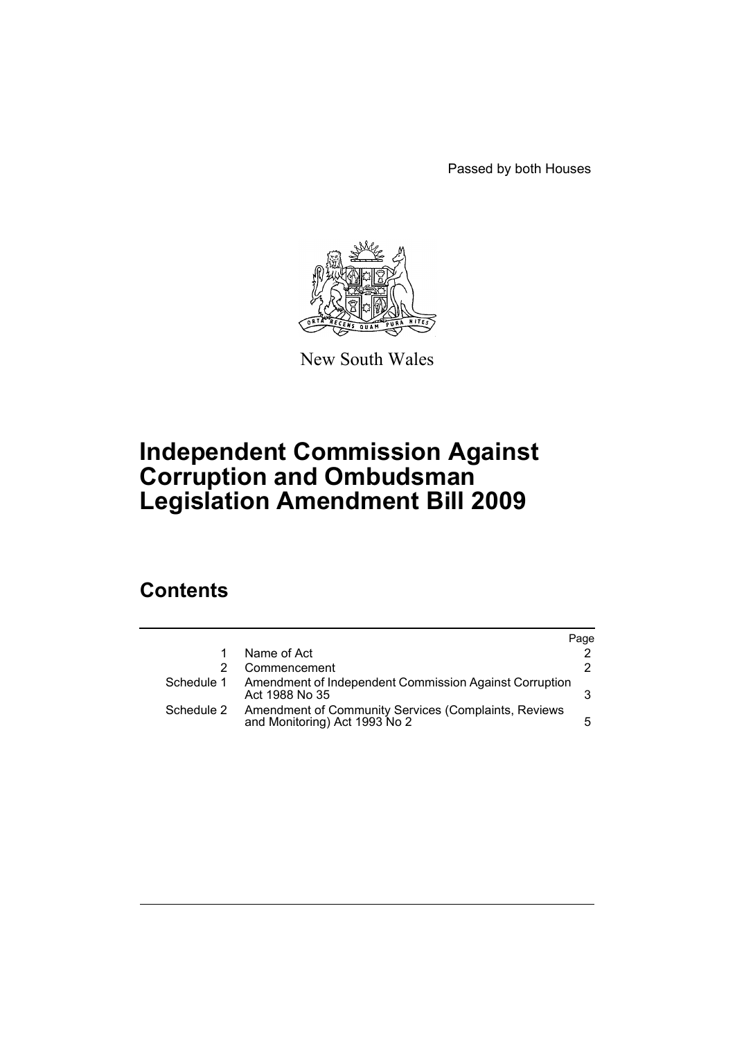Passed by both Houses

New South Wales

# Independent Commission Against Corruption and Ombudsman Legislation Amendment Bill 2009

## Contents

| | | Page |
|---|---|---|
| 1 | Name of Act | 2 |
| 2 | Commencement | 2 |
| Schedule 1 | Amendment of Independent Commission Against Corruption Act 1988 No 35 | 3 |
| Schedule 2 | Amendment of Community Services (Complaints, Reviews and Monitoring) Act 1993 No 2 | 5 |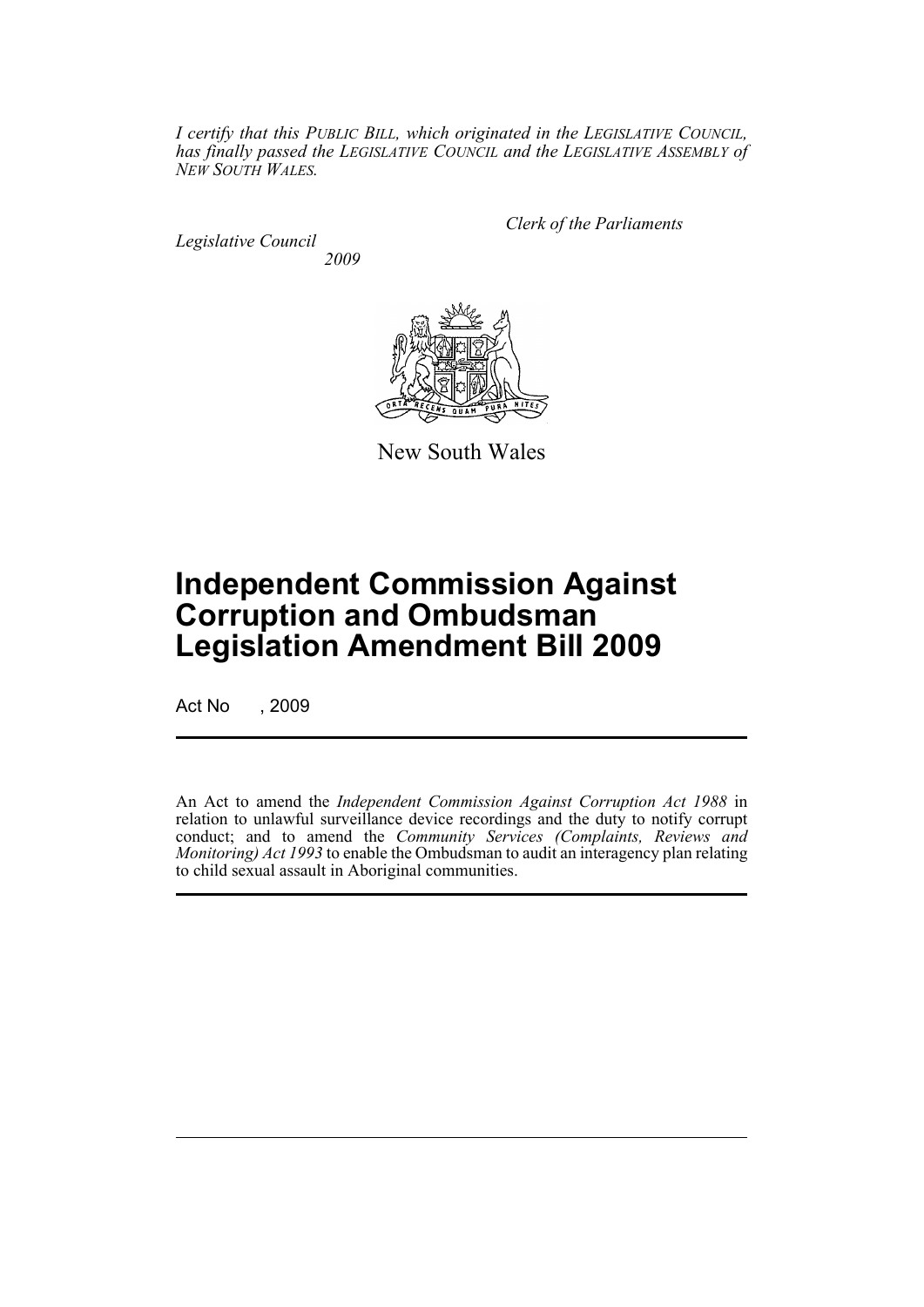*I certify that this PUBLIC BILL, which originated in the LEGISLATIVE COUNCIL, has finally passed the LEGISLATIVE COUNCIL and the LEGISLATIVE ASSEMBLY of NEW SOUTH WALES.*

*Clerk of the Parliaments*

*Legislative Council*

*2009*

New South Wales

# Independent Commission Against Corruption and Ombudsman Legislation Amendment Bill 2009

Act No , 2009

An Act to amend the *Independent Commission Against Corruption Act 1988* in relation to unlawful surveillance device recordings and the duty to notify corrupt conduct; and to amend the *Community Services (Complaints, Reviews and Monitoring) Act 1993* to enable the Ombudsman to audit an interagency plan relating to child sexual assault in Aboriginal communities.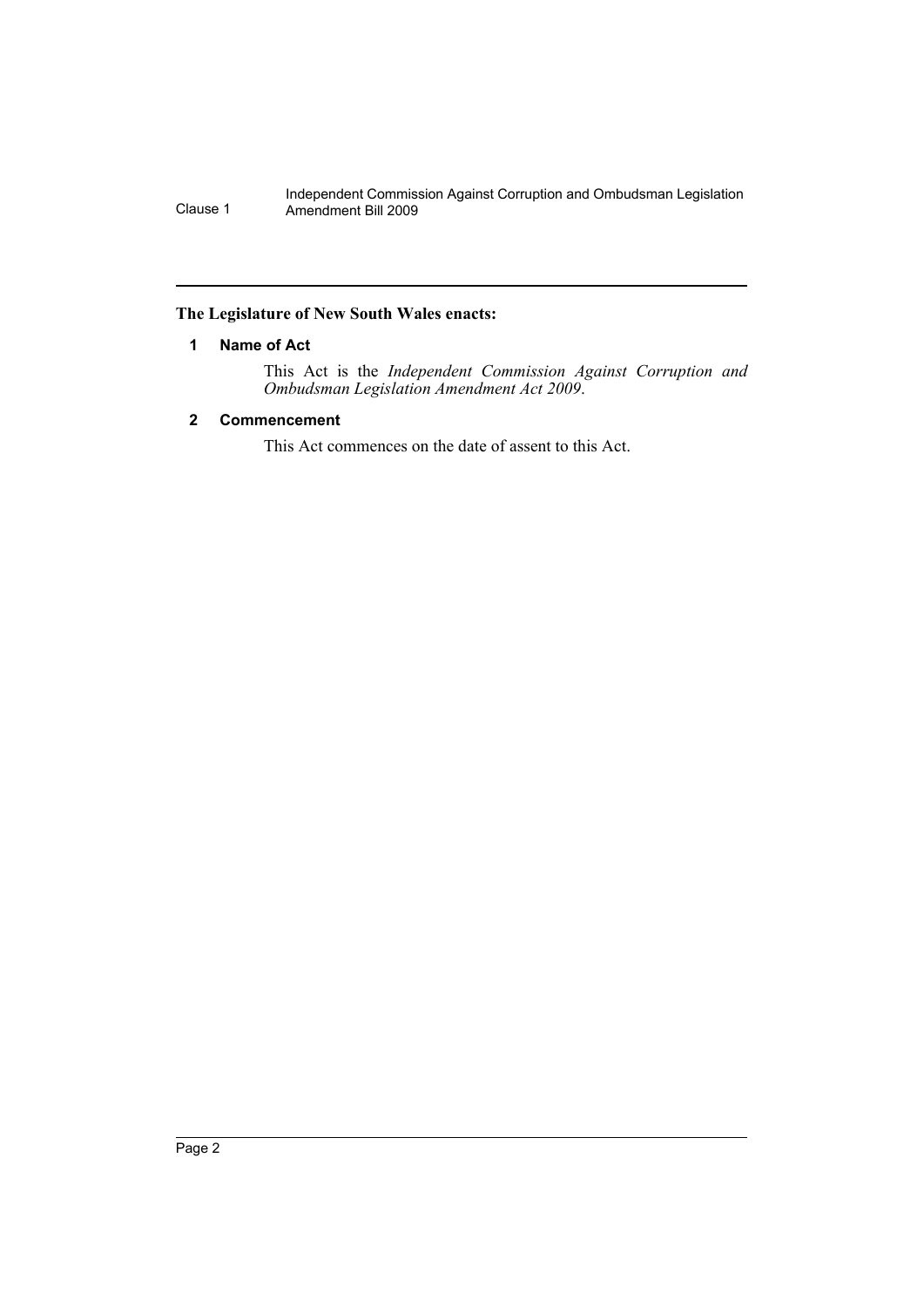**The Legislature of New South Wales enacts:**

### 1 Name of Act

This Act is the *Independent Commission Against Corruption and Ombudsman Legislation Amendment Act 2009*.

### 2 Commencement

This Act commences on the date of assent to this Act.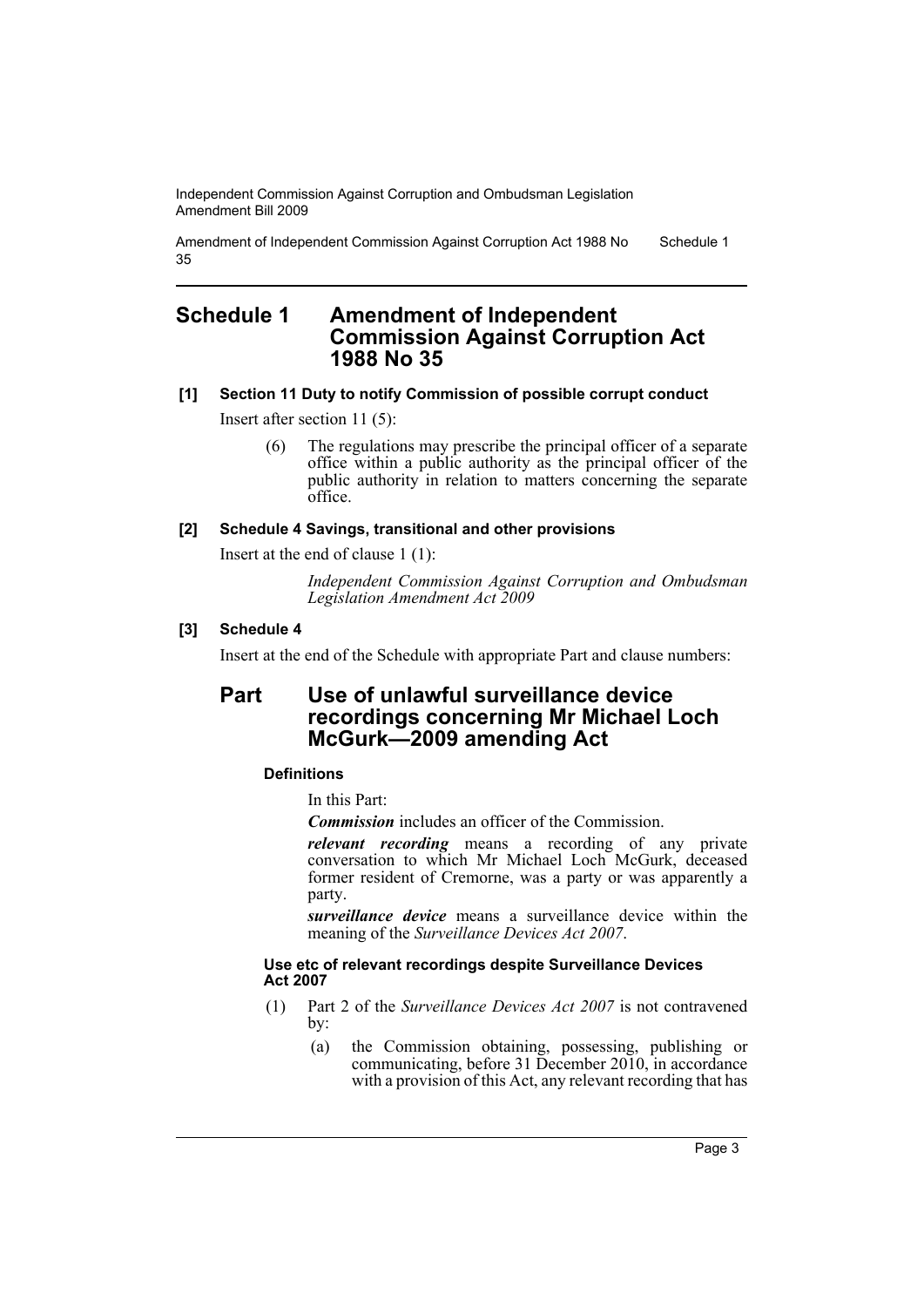# Schedule 1 Amendment of Independent Commission Against Corruption Act 1988 No 35

### [1] Section 11 Duty to notify Commission of possible corrupt conduct

Insert after section 11 (5):

> (6) The regulations may prescribe the principal officer of a separate office within a public authority as the principal officer of the public authority in relation to matters concerning the separate office.

### [2] Schedule 4 Savings, transitional and other provisions

Insert at the end of clause 1 (1):

> *Independent Commission Against Corruption and Ombudsman Legislation Amendment Act 2009*

### [3] Schedule 4

Insert at the end of the Schedule with appropriate Part and clause numbers:

## Part Use of unlawful surveillance device recordings concerning Mr Michael Loch McGurk—2009 amending Act

#### Definitions

In this Part:

***Commission*** includes an officer of the Commission.

***relevant recording*** means a recording of any private conversation to which Mr Michael Loch McGurk, deceased former resident of Cremorne, was a party or was apparently a party.

***surveillance device*** means a surveillance device within the meaning of the *Surveillance Devices Act 2007*.

#### Use etc of relevant recordings despite Surveillance Devices Act 2007

(1) Part 2 of the *Surveillance Devices Act 2007* is not contravened by:

- (a) the Commission obtaining, possessing, publishing or communicating, before 31 December 2010, in accordance with a provision of this Act, any relevant recording that has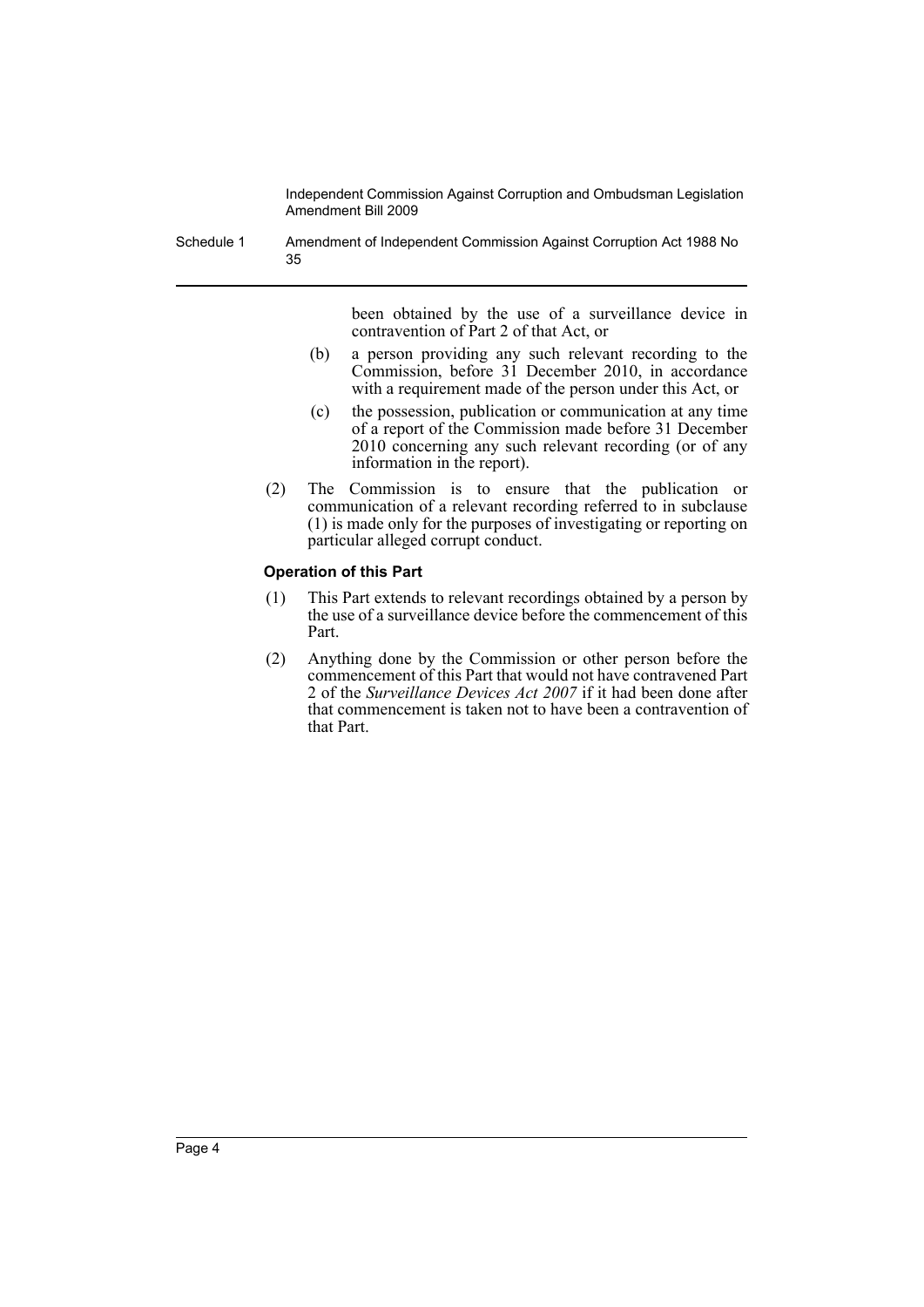been obtained by the use of a surveillance device in contravention of Part 2 of that Act, or

(b) a person providing any such relevant recording to the Commission, before 31 December 2010, in accordance with a requirement made of the person under this Act, or

(c) the possession, publication or communication at any time of a report of the Commission made before 31 December 2010 concerning any such relevant recording (or of any information in the report).

(2) The Commission is to ensure that the publication or communication of a relevant recording referred to in subclause (1) is made only for the purposes of investigating or reporting on particular alleged corrupt conduct.

**Operation of this Part**

(1) This Part extends to relevant recordings obtained by a person by the use of a surveillance device before the commencement of this Part.

(2) Anything done by the Commission or other person before the commencement of this Part that would not have contravened Part 2 of the *Surveillance Devices Act 2007* if it had been done after that commencement is taken not to have been a contravention of that Part.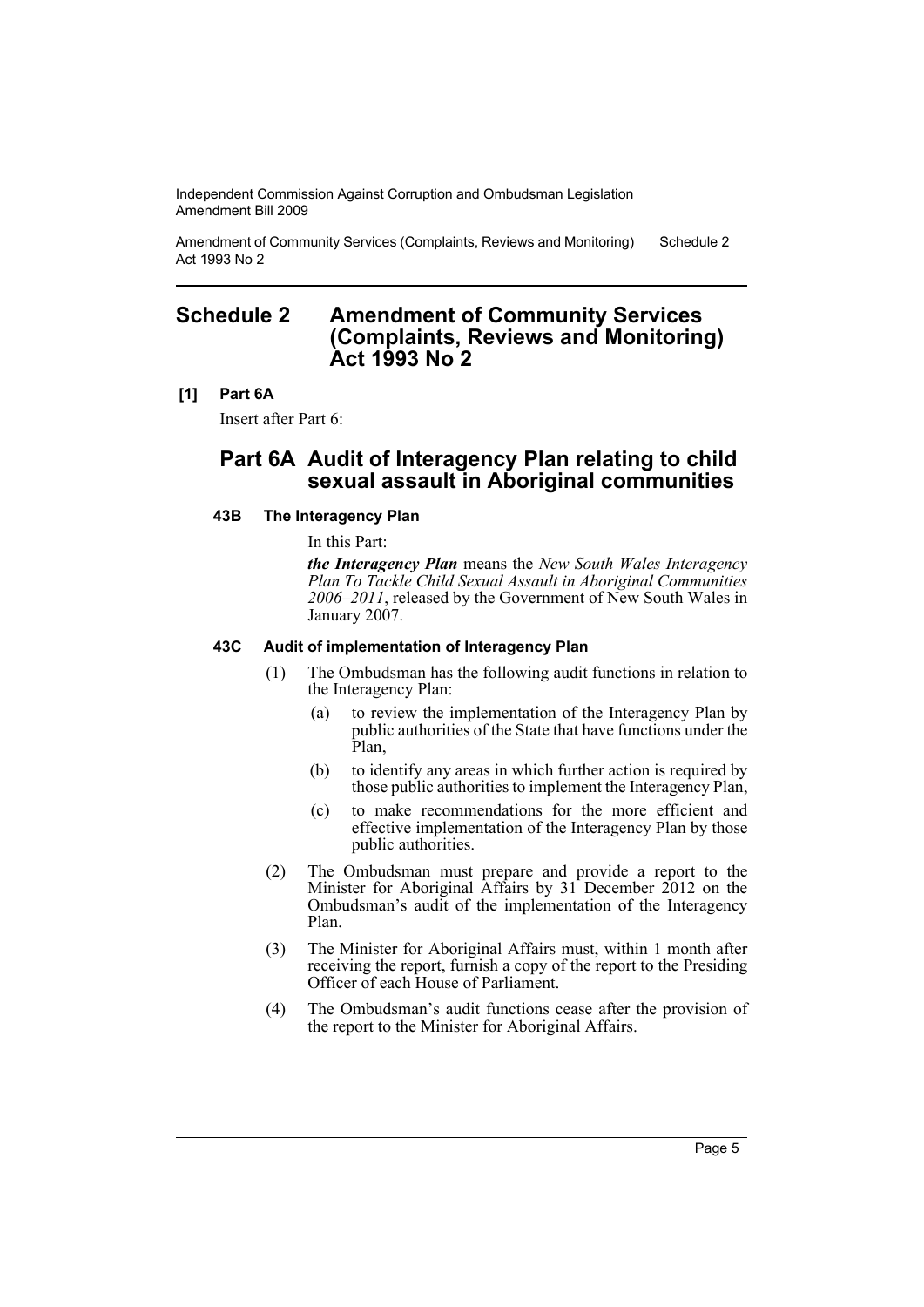## Schedule 2 Amendment of Community Services (Complaints, Reviews and Monitoring) Act 1993 No 2

**[1] Part 6A**

Insert after Part 6:

## Part 6A Audit of Interagency Plan relating to child sexual assault in Aboriginal communities

**43B The Interagency Plan**

In this Part:

***the Interagency Plan*** means the *New South Wales Interagency Plan To Tackle Child Sexual Assault in Aboriginal Communities 2006–2011*, released by the Government of New South Wales in January 2007.

**43C Audit of implementation of Interagency Plan**

(1) The Ombudsman has the following audit functions in relation to the Interagency Plan:

- (a) to review the implementation of the Interagency Plan by public authorities of the State that have functions under the Plan,
- (b) to identify any areas in which further action is required by those public authorities to implement the Interagency Plan,
- (c) to make recommendations for the more efficient and effective implementation of the Interagency Plan by those public authorities.

(2) The Ombudsman must prepare and provide a report to the Minister for Aboriginal Affairs by 31 December 2012 on the Ombudsman's audit of the implementation of the Interagency Plan.

(3) The Minister for Aboriginal Affairs must, within 1 month after receiving the report, furnish a copy of the report to the Presiding Officer of each House of Parliament.

(4) The Ombudsman's audit functions cease after the provision of the report to the Minister for Aboriginal Affairs.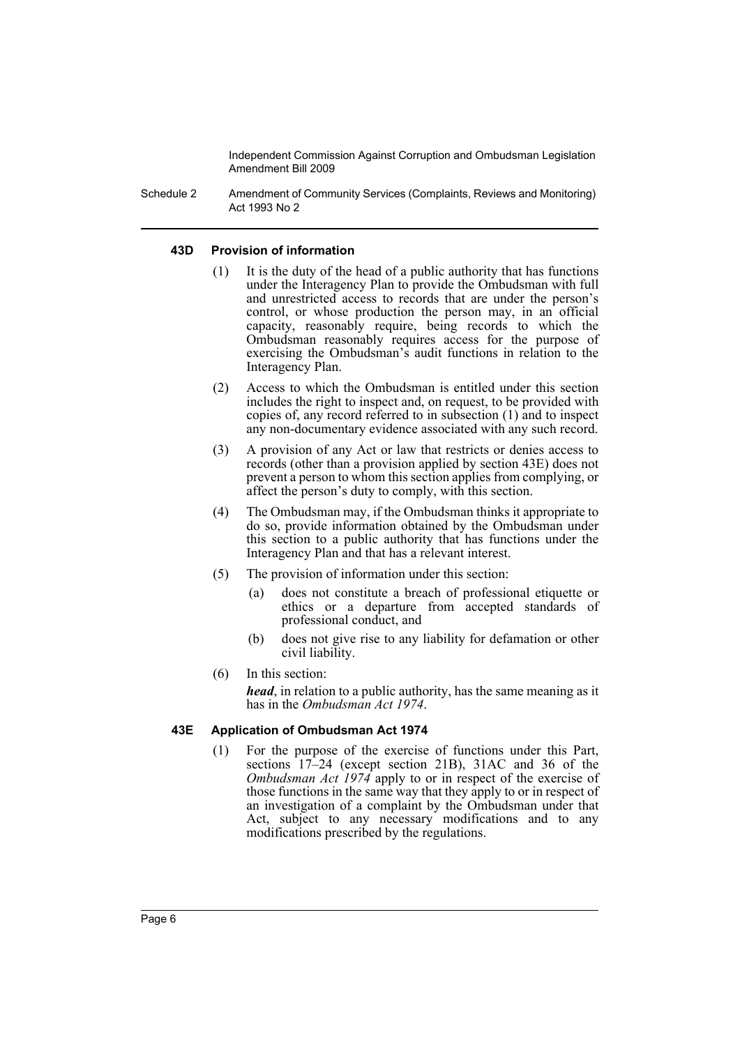#### 43D Provision of information

(1) It is the duty of the head of a public authority that has functions under the Interagency Plan to provide the Ombudsman with full and unrestricted access to records that are under the person's control, or whose production the person may, in an official capacity, reasonably require, being records to which the Ombudsman reasonably requires access for the purpose of exercising the Ombudsman's audit functions in relation to the Interagency Plan.

(2) Access to which the Ombudsman is entitled under this section includes the right to inspect and, on request, to be provided with copies of, any record referred to in subsection (1) and to inspect any non-documentary evidence associated with any such record.

(3) A provision of any Act or law that restricts or denies access to records (other than a provision applied by section 43E) does not prevent a person to whom this section applies from complying, or affect the person's duty to comply, with this section.

(4) The Ombudsman may, if the Ombudsman thinks it appropriate to do so, provide information obtained by the Ombudsman under this section to a public authority that has functions under the Interagency Plan and that has a relevant interest.

(5) The provision of information under this section:

(a) does not constitute a breach of professional etiquette or ethics or a departure from accepted standards of professional conduct, and

(b) does not give rise to any liability for defamation or other civil liability.

(6) In this section:

***head***, in relation to a public authority, has the same meaning as it has in the *Ombudsman Act 1974*.

#### 43E Application of Ombudsman Act 1974

(1) For the purpose of the exercise of functions under this Part, sections 17–24 (except section 21B), 31AC and 36 of the *Ombudsman Act 1974* apply to or in respect of the exercise of those functions in the same way that they apply to or in respect of an investigation of a complaint by the Ombudsman under that Act, subject to any necessary modifications and to any modifications prescribed by the regulations.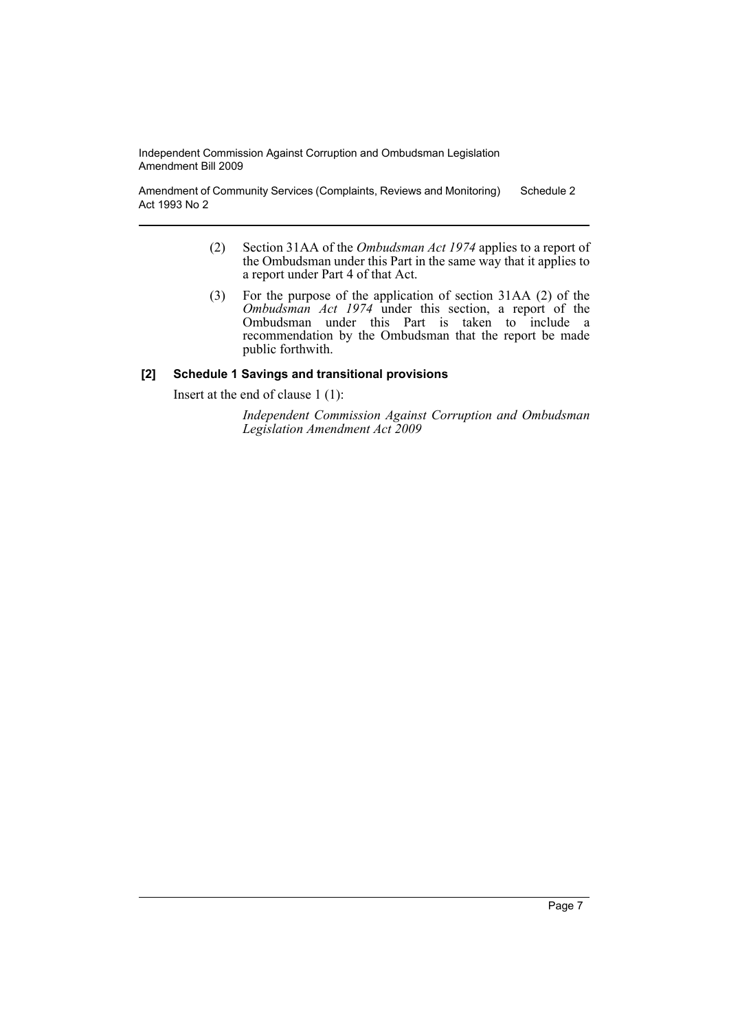(2) Section 31AA of the *Ombudsman Act 1974* applies to a report of the Ombudsman under this Part in the same way that it applies to a report under Part 4 of that Act.

(3) For the purpose of the application of section 31AA (2) of the *Ombudsman Act 1974* under this section, a report of the Ombudsman under this Part is taken to include a recommendation by the Ombudsman that the report be made public forthwith.

**[2] Schedule 1 Savings and transitional provisions**

Insert at the end of clause 1 (1):

*Independent Commission Against Corruption and Ombudsman Legislation Amendment Act 2009*